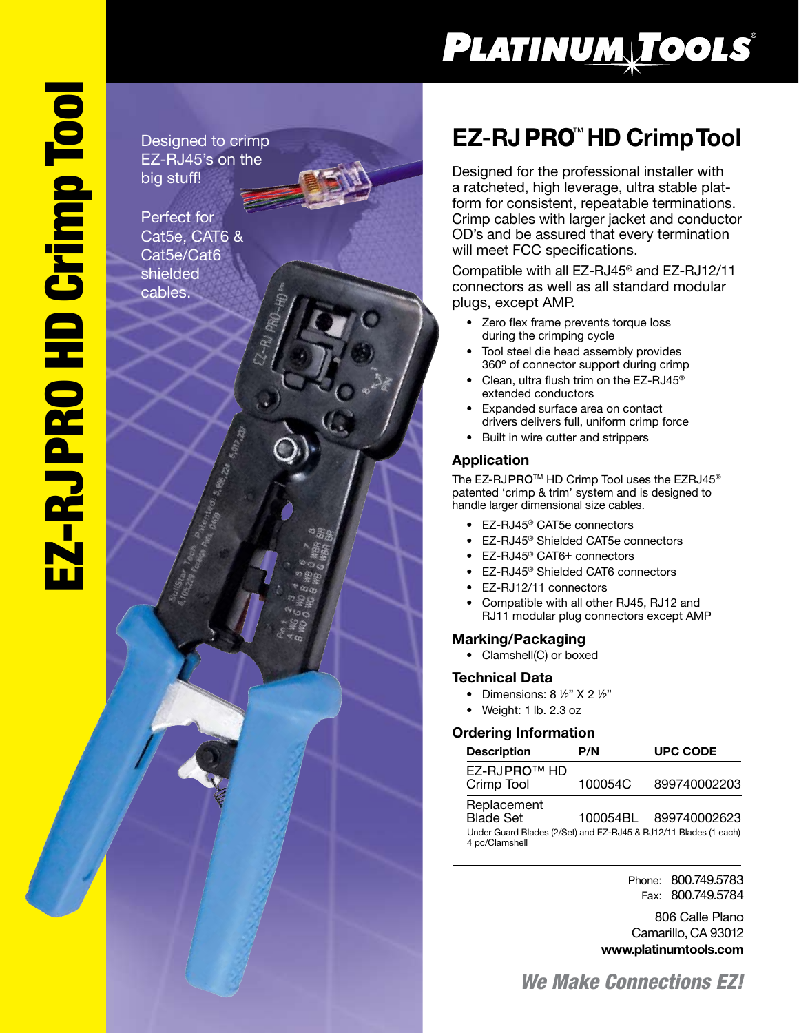# EZ-RJ PRO HD Crimp Tool

PLATINUM TOOLS®

Designed to crimp EZ-RJ45's on the big stuff!

Perfect for Cat5e, CAT6 & Cat5e/Cat6 shielded cables.

## EZ-RJ PRO™ HD Crimp Tool

Designed for the professional installer with a ratcheted, high leverage, ultra stable platform for consistent, repeatable terminations. Crimp cables with larger jacket and conductor OD's and be assured that every termination will meet FCC specifications.

Compatible with all EZ-RJ45® and EZ-RJ12/11 connectors as well as all standard modular plugs, except AMP.

- Zero flex frame prevents torque loss during the crimping cycle
- Tool steel die head assembly provides 360° of connector support during crimp
- Clean, ultra flush trim on the EZ-RJ45® extended conductors
- Expanded surface area on contact drivers delivers full, uniform crimp force
- Built in wire cutter and strippers

### Application

The EZ-RJ**PRO**™ HD Crimp Tool uses the EZRJ45® patented 'crimp & trim' system and is designed to handle larger dimensional size cables.

- EZ-RJ45® CAT5e connectors
- EZ-RJ45® Shielded CAT5e connectors
- EZ-RJ45® CAT6+ connectors
- EZ-RJ45® Shielded CAT6 connectors
- EZ-RJ12/11 connectors
- Compatible with all other RJ45, RJ12 and RJ11 modular plug connectors except AMP

### Marking/Packaging

- Clamshell(C) or boxed

### Technical Data

- Dimensions: 8 ½" X 2 ½"
- Weight: 1 lb. 2.3 oz

### Ordering Information

| Description | P/N | UPC CODE |
|---|---|---|
| EZ-RJ**PRO**™ HD Crimp Tool | 100054C | 899740002203 |
| Replacement Blade Set | 100054BL | 899740002623 |

Under Guard Blades (2/Set) and EZ-RJ45 & RJ12/11 Blades (1 each) 4 pc/Clamshell

Phone: 800.749.5783
Fax: 800.749.5784

806 Calle Plano
Camarillo, CA 93012
**www.platinumtools.com**

***We Make Connections EZ!***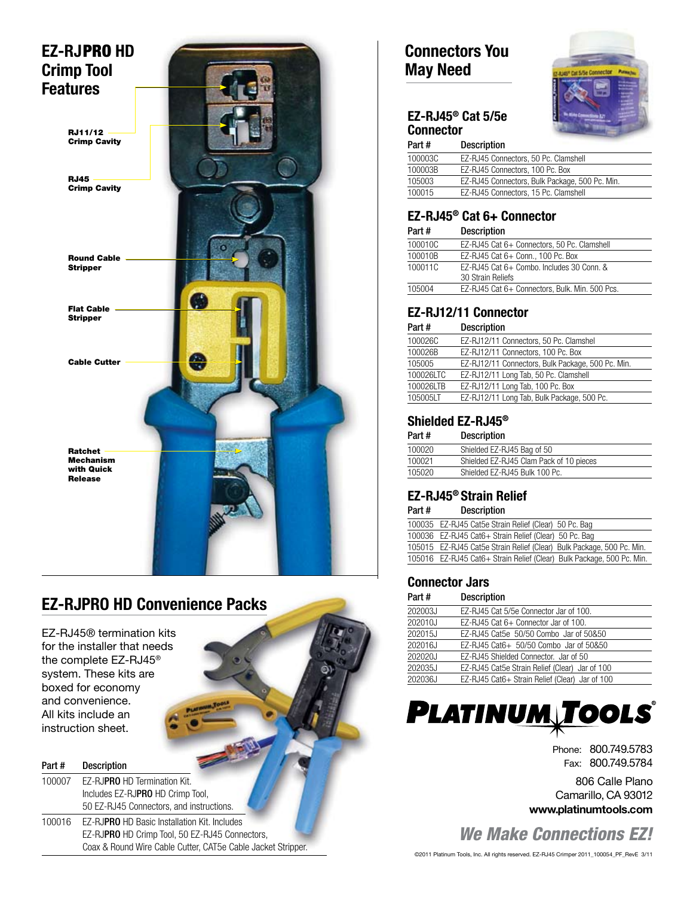## EZ-RJ**PRO** HD Crimp Tool Features

RJ11/12 Crimp Cavity

RJ45 Crimp Cavity

Round Cable Stripper

Flat Cable Stripper

Cable Cutter

Ratchet Mechanism with Quick Release

## EZ-RJPRO HD Convenience Packs

EZ-RJ45® termination kits for the installer that needs the complete EZ-RJ45® system. These kits are boxed for economy and convenience. All kits include an instruction sheet.

| Part # | Description |
|---|---|
| 100007 | EZ-RJ**PRO** HD Termination Kit. Includes EZ-RJ**PRO** HD Crimp Tool, 50 EZ-RJ45 Connectors, and instructions. |
| 100016 | EZ-RJ**PRO** HD Basic Installation Kit. Includes EZ-RJ**PRO** HD Crimp Tool, 50 EZ-RJ45 Connectors, Coax & Round Wire Cable Cutter, CAT5e Cable Jacket Stripper. |

## Connectors You May Need

### EZ-RJ45® Cat 5/5e Connector

| Part # | Description |
|---|---|
| 100003C | EZ-RJ45 Connectors, 50 Pc. Clamshell |
| 100003B | EZ-RJ45 Connectors, 100 Pc. Box |
| 105003 | EZ-RJ45 Connectors, Bulk Package, 500 Pc. Min. |
| 100015 | EZ-RJ45 Connectors, 15 Pc. Clamshell |

### EZ-RJ45® Cat 6+ Connector

| Part # | Description |
|---|---|
| 100010C | EZ-RJ45 Cat 6+ Connectors, 50 Pc. Clamshell |
| 100010B | EZ-RJ45 Cat 6+ Conn., 100 Pc. Box |
| 100011C | EZ-RJ45 Cat 6+ Combo. Includes 30 Conn. & 30 Strain Reliefs |
| 105004 | EZ-RJ45 Cat 6+ Connectors, Bulk. Min. 500 Pcs. |

### EZ-RJ12/11 Connector

| Part # | Description |
|---|---|
| 100026C | EZ-RJ12/11 Connectors, 50 Pc. Clamshel |
| 100026B | EZ-RJ12/11 Connectors, 100 Pc. Box |
| 105005 | EZ-RJ12/11 Connectors, Bulk Package, 500 Pc. Min. |
| 100026LTC | EZ-RJ12/11 Long Tab, 50 Pc. Clamshell |
| 100026LTB | EZ-RJ12/11 Long Tab, 100 Pc. Box |
| 105005LT | EZ-RJ12/11 Long Tab, Bulk Package, 500 Pc. |

### Shielded EZ-RJ45®

| Part # | Description |
|---|---|
| 100020 | Shielded EZ-RJ45 Bag of 50 |
| 100021 | Shielded EZ-RJ45 Clam Pack of 10 pieces |
| 105020 | Shielded EZ-RJ45 Bulk 100 Pc. |

### EZ-RJ45® Strain Relief

| Part # | Description |
|---|---|
| 100035 | EZ-RJ45 Cat5e Strain Relief (Clear) 50 Pc. Bag |
| 100036 | EZ-RJ45 Cat6+ Strain Relief (Clear) 50 Pc. Bag |
| 105015 | EZ-RJ45 Cat5e Strain Relief (Clear) Bulk Package, 500 Pc. Min. |
| 105016 | EZ-RJ45 Cat6+ Strain Relief (Clear) Bulk Package, 500 Pc. Min. |

### Connector Jars

| Part # | Description |
|---|---|
| 202003J | EZ-RJ45 Cat 5/5e Connector Jar of 100. |
| 202010J | EZ-RJ45 Cat 6+ Connector Jar of 100. |
| 202015J | EZ-RJ45 Cat5e 50/50 Combo Jar of 50&50 |
| 202016J | EZ-RJ45 Cat6+ 50/50 Combo Jar of 50&50 |
| 202020J | EZ-RJ45 Shielded Connector. Jar of 50 |
| 202035J | EZ-RJ45 Cat5e Strain Relief (Clear) Jar of 100 |
| 202036J | EZ-RJ45 Cat6+ Strain Relief (Clear) Jar of 100 |

**PLATINUM TOOLS®**

Phone: 800.749.5783
Fax: 800.749.5784

806 Calle Plano
Camarillo, CA 93012
**www.platinumtools.com**

***We Make Connections EZ!***

©2011 Platinum Tools, Inc. All rights reserved. EZ-RJ45 Crimper 2011_100054_PF_RevE 3/11